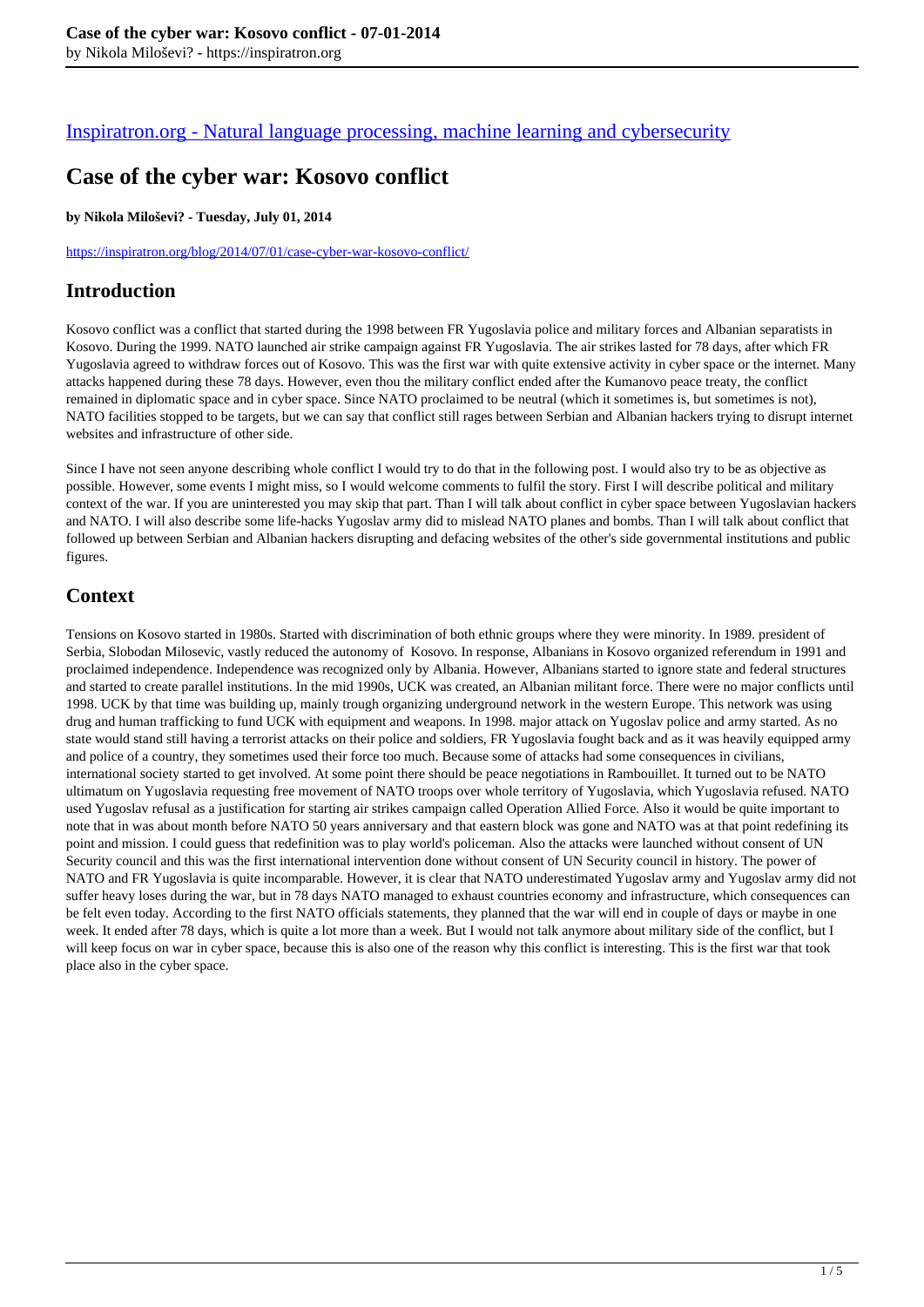[Inspiratron.org - Natural language processing, machine learning and cybersecurity](https://inspiratron.org)

# Case of the cyber war: Kosovo conflict

**by Nikola Miloševi? - Tuesday, July 01, 2014**

https://inspiratron.org/blog/2014/07/01/case-cyber-war-kosovo-conflict/

## Introduction

Kosovo conflict was a conflict that started during the 1998 between FR Yugoslavia police and military forces and Albanian separatists in Kosovo. During the 1999. NATO launched air strike campaign against FR Yugoslavia. The air strikes lasted for 78 days, after which FR Yugoslavia agreed to withdraw forces out of Kosovo. This was the first war with quite extensive activity in cyber space or the internet. Many attacks happened during these 78 days. However, even thou the military conflict ended after the Kumanovo peace treaty, the conflict remained in diplomatic space and in cyber space. Since NATO proclaimed to be neutral (which it sometimes is, but sometimes is not), NATO facilities stopped to be targets, but we can say that conflict still rages between Serbian and Albanian hackers trying to disrupt internet websites and infrastructure of other side.

Since I have not seen anyone describing whole conflict I would try to do that in the following post. I would also try to be as objective as possible. However, some events I might miss, so I would welcome comments to fulfil the story. First I will describe political and military context of the war. If you are uninterested you may skip that part. Than I will talk about conflict in cyber space between Yugoslavian hackers and NATO. I will also describe some life-hacks Yugoslav army did to mislead NATO planes and bombs. Than I will talk about conflict that followed up between Serbian and Albanian hackers disrupting and defacing websites of the other's side governmental institutions and public figures.

## Context

Tensions on Kosovo started in 1980s. Started with discrimination of both ethnic groups where they were minority. In 1989. president of Serbia, Slobodan Milosevic, vastly reduced the autonomy of Kosovo. In response, Albanians in Kosovo organized referendum in 1991 and proclaimed independence. Independence was recognized only by Albania. However, Albanians started to ignore state and federal structures and started to create parallel institutions. In the mid 1990s, UCK was created, an Albanian militant force. There were no major conflicts until 1998. UCK by that time was building up, mainly trough organizing underground network in the western Europe. This network was using drug and human trafficking to fund UCK with equipment and weapons. In 1998. major attack on Yugoslav police and army started. As no state would stand still having a terrorist attacks on their police and soldiers, FR Yugoslavia fought back and as it was heavily equipped army and police of a country, they sometimes used their force too much. Because some of attacks had some consequences in civilians, international society started to get involved. At some point there should be peace negotiations in Rambouillet. It turned out to be NATO ultimatum on Yugoslavia requesting free movement of NATO troops over whole territory of Yugoslavia, which Yugoslavia refused. NATO used Yugoslav refusal as a justification for starting air strikes campaign called Operation Allied Force. Also it would be quite important to note that in was about month before NATO 50 years anniversary and that eastern block was gone and NATO was at that point redefining its point and mission. I could guess that redefinition was to play world's policeman. Also the attacks were launched without consent of UN Security council and this was the first international intervention done without consent of UN Security council in history. The power of NATO and FR Yugoslavia is quite incomparable. However, it is clear that NATO underestimated Yugoslav army and Yugoslav army did not suffer heavy loses during the war, but in 78 days NATO managed to exhaust countries economy and infrastructure, which consequences can be felt even today. According to the first NATO officials statements, they planned that the war will end in couple of days or maybe in one week. It ended after 78 days, which is quite a lot more than a week. But I would not talk anymore about military side of the conflict, but I will keep focus on war in cyber space, because this is also one of the reason why this conflict is interesting. This is the first war that took place also in the cyber space.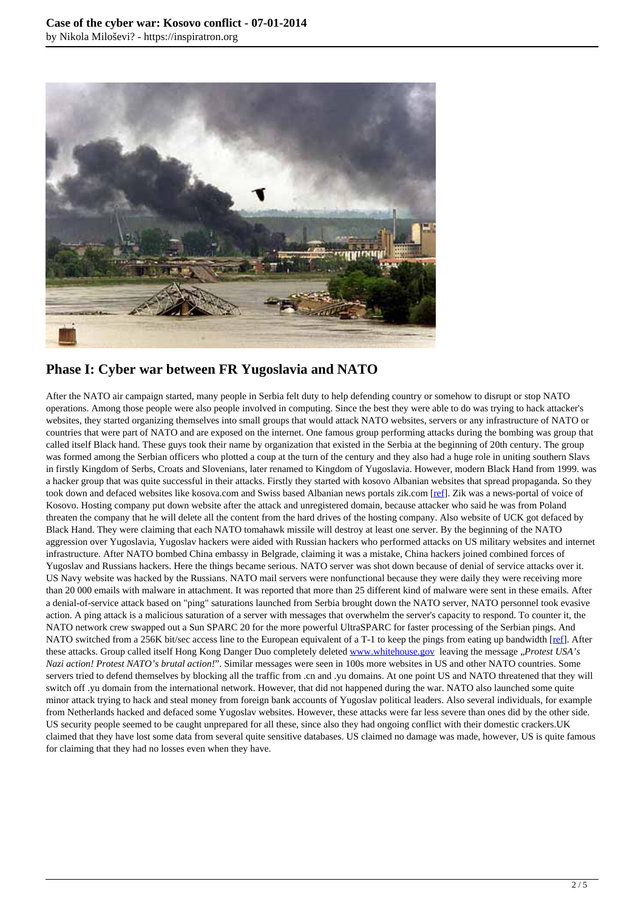## Phase I: Cyber war between FR Yugoslavia and NATO

After the NATO air campaign started, many people in Serbia felt duty to help defending country or somehow to disrupt or stop NATO operations. Among those people were also people involved in computing. Since the best they were able to do was trying to hack attacker's websites, they started organizing themselves into small groups that would attack NATO websites, servers or any infrastructure of NATO or countries that were part of NATO and are exposed on the internet. One famous group performing attacks during the bombing was group that called itself Black hand. These guys took their name by organization that existed in the Serbia at the beginning of 20th century. The group was formed among the Serbian officers who plotted a coup at the turn of the century and they also had a huge role in uniting southern Slavs in firstly Kingdom of Serbs, Croats and Slovenians, later renamed to Kingdom of Yugoslavia. However, modern Black Hand from 1999. was a hacker group that was quite successful in their attacks. Firstly they started with kosovo Albanian websites that spread propaganda. So they took down and defaced websites like kosova.com and Swiss based Albanian news portals zik.com [ref]. Zik was a news-portal of voice of Kosovo. Hosting company put down website after the attack and unregistered domain, because attacker who said he was from Poland threaten the company that he will delete all the content from the hard drives of the hosting company. Also website of UCK got defaced by Black Hand. They were claiming that each NATO tomahawk missile will destroy at least one server. By the beginning of the NATO aggression over Yugoslavia, Yugoslav hackers were aided with Russian hackers who performed attacks on US military websites and internet infrastructure. After NATO bombed China embassy in Belgrade, claiming it was a mistake, China hackers joined combined forces of Yugoslav and Russians hackers. Here the things became serious. NATO server was shot down because of denial of service attacks over it. US Navy website was hacked by the Russians. NATO mail servers were nonfunctional because they were daily they were receiving more than 20 000 emails with malware in attachment. It was reported that more than 25 different kind of malware were sent in these emails. After a denial-of-service attack based on "ping" saturations launched from Serbia brought down the NATO server, NATO personnel took evasive action. A ping attack is a malicious saturation of a server with messages that overwhelm the server's capacity to respond. To counter it, the NATO network crew swapped out a Sun SPARC 20 for the more powerful UltraSPARC for faster processing of the Serbian pings. And NATO switched from a 256K bit/sec access line to the European equivalent of a T-1 to keep the pings from eating up bandwidth [ref]. After these attacks. Group called itself Hong Kong Danger Duo completely deleted www.whitehouse.gov leaving the message „*Protest USA's Nazi action! Protest NATO's brutal action!*". Similar messages were seen in 100s more websites in US and other NATO countries. Some servers tried to defend themselves by blocking all the traffic from .cn and .yu domains. At one point US and NATO threatened that they will switch off .yu domain from the international network. However, that did not happened during the war. NATO also launched some quite minor attack trying to hack and steal money from foreign bank accounts of Yugoslav political leaders. Also several individuals, for example from Netherlands hacked and defaced some Yugoslav websites. However, these attacks were far less severe than ones did by the other side. US security people seemed to be caught unprepared for all these, since also they had ongoing conflict with their domestic crackers.UK claimed that they have lost some data from several quite sensitive databases. US claimed no damage was made, however, US is quite famous for claiming that they had no losses even when they have.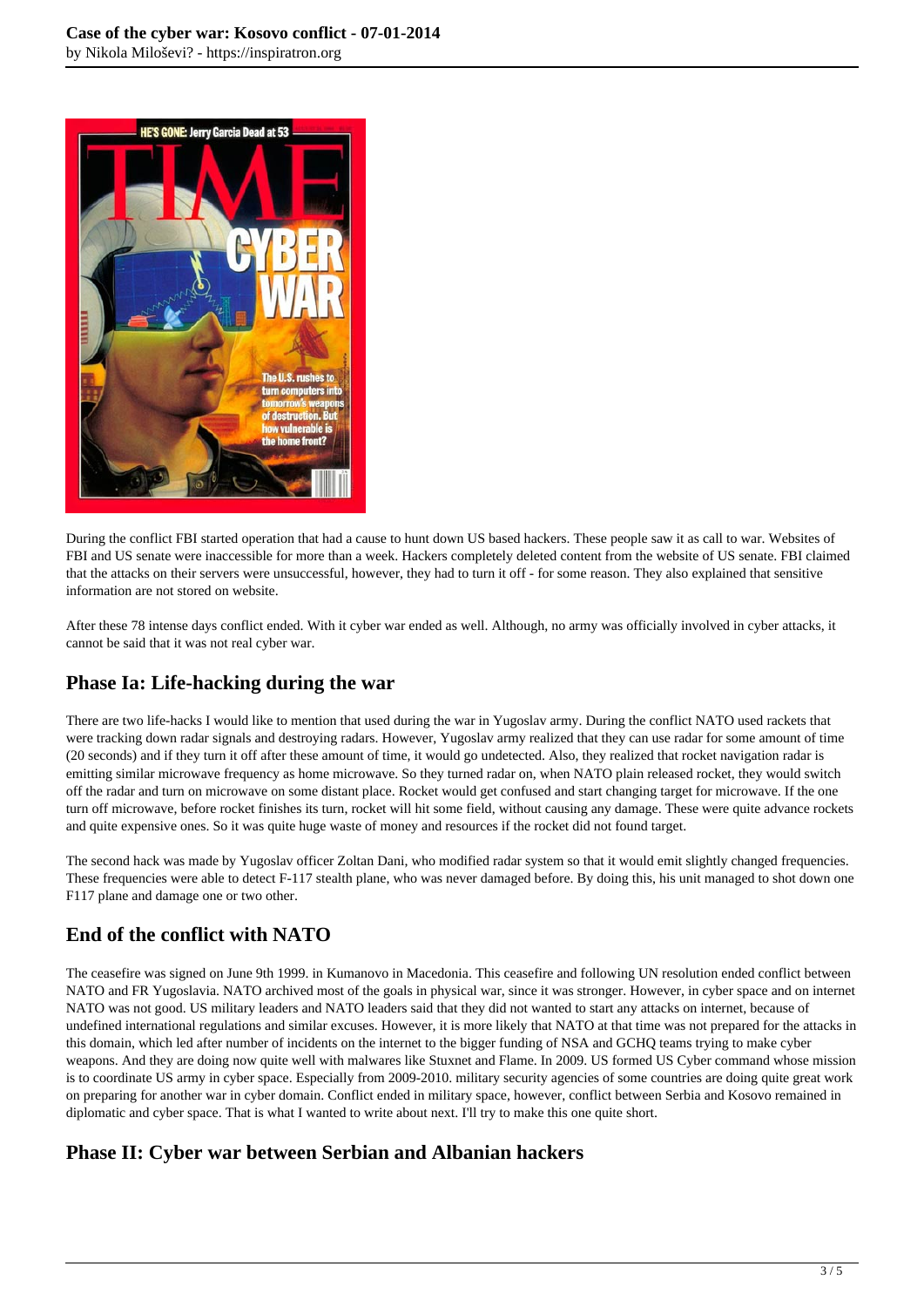During the conflict FBI started operation that had a cause to hunt down US based hackers. These people saw it as call to war. Websites of FBI and US senate were inaccessible for more than a week. Hackers completely deleted content from the website of US senate. FBI claimed that the attacks on their servers were unsuccessful, however, they had to turn it off - for some reason. They also explained that sensitive information are not stored on website.

After these 78 intense days conflict ended. With it cyber war ended as well. Although, no army was officially involved in cyber attacks, it cannot be said that it was not real cyber war.

## Phase Ia: Life-hacking during the war

There are two life-hacks I would like to mention that used during the war in Yugoslav army. During the conflict NATO used rackets that were tracking down radar signals and destroying radars. However, Yugoslav army realized that they can use radar for some amount of time (20 seconds) and if they turn it off after these amount of time, it would go undetected. Also, they realized that rocket navigation radar is emitting similar microwave frequency as home microwave. So they turned radar on, when NATO plain released rocket, they would switch off the radar and turn on microwave on some distant place. Rocket would get confused and start changing target for microwave. If the one turn off microwave, before rocket finishes its turn, rocket will hit some field, without causing any damage. These were quite advance rockets and quite expensive ones. So it was quite huge waste of money and resources if the rocket did not found target.

The second hack was made by Yugoslav officer Zoltan Dani, who modified radar system so that it would emit slightly changed frequencies. These frequencies were able to detect F-117 stealth plane, who was never damaged before. By doing this, his unit managed to shot down one F117 plane and damage one or two other.

## End of the conflict with NATO

The ceasefire was signed on June 9th 1999. in Kumanovo in Macedonia. This ceasefire and following UN resolution ended conflict between NATO and FR Yugoslavia. NATO archived most of the goals in physical war, since it was stronger. However, in cyber space and on internet NATO was not good. US military leaders and NATO leaders said that they did not wanted to start any attacks on internet, because of undefined international regulations and similar excuses. However, it is more likely that NATO at that time was not prepared for the attacks in this domain, which led after number of incidents on the internet to the bigger funding of NSA and GCHQ teams trying to make cyber weapons. And they are doing now quite well with malwares like Stuxnet and Flame. In 2009. US formed US Cyber command whose mission is to coordinate US army in cyber space. Especially from 2009-2010. military security agencies of some countries are doing quite great work on preparing for another war in cyber domain. Conflict ended in military space, however, conflict between Serbia and Kosovo remained in diplomatic and cyber space. That is what I wanted to write about next. I'll try to make this one quite short.

## Phase II: Cyber war between Serbian and Albanian hackers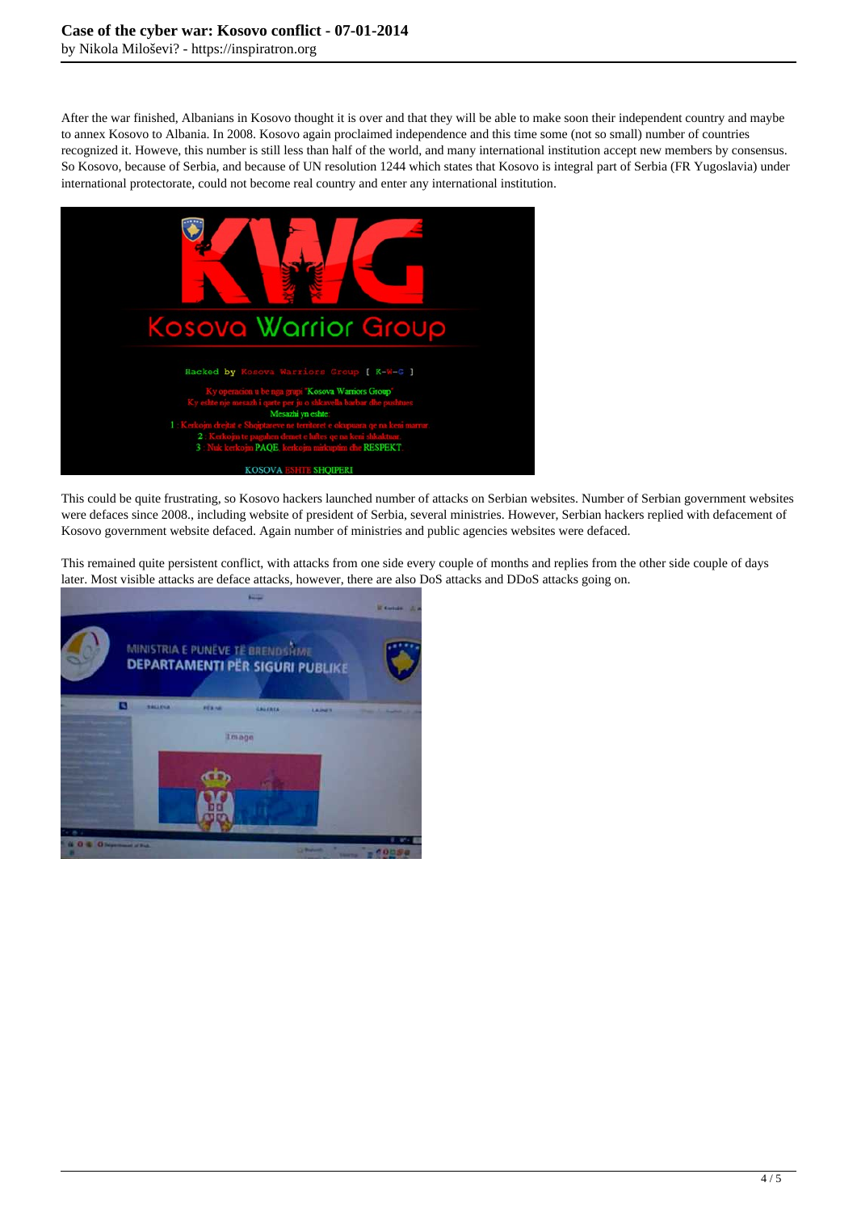After the war finished, Albanians in Kosovo thought it is over and that they will be able to make soon their independent country and maybe to annex Kosovo to Albania. In 2008. Kosovo again proclaimed independence and this time some (not so small) number of countries recognized it. Howeve, this number is still less than half of the world, and many international institution accept new members by consensus. So Kosovo, because of Serbia, and because of UN resolution 1244 which states that Kosovo is integral part of Serbia (FR Yugoslavia) under international protectorate, could not become real country and enter any international institution.

This could be quite frustrating, so Kosovo hackers launched number of attacks on Serbian websites. Number of Serbian government websites were defaces since 2008., including website of president of Serbia, several ministries. However, Serbian hackers replied with defacement of Kosovo government website defaced. Again number of ministries and public agencies websites were defaced.

This remained quite persistent conflict, with attacks from one side every couple of months and replies from the other side couple of days later. Most visible attacks are deface attacks, however, there are also DoS attacks and DDoS attacks going on.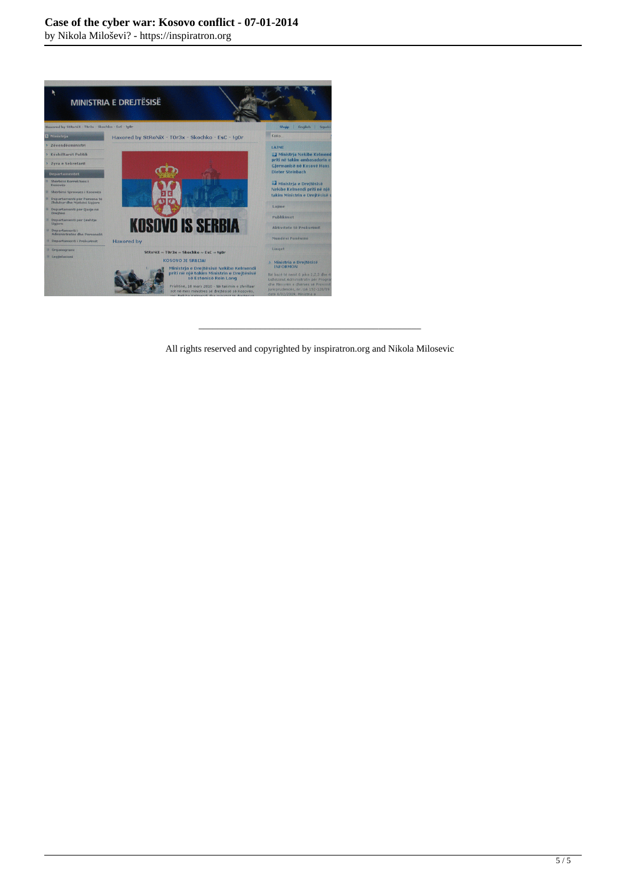All rights reserved and copyrighted by inspiratron.org and Nikola Milosevic